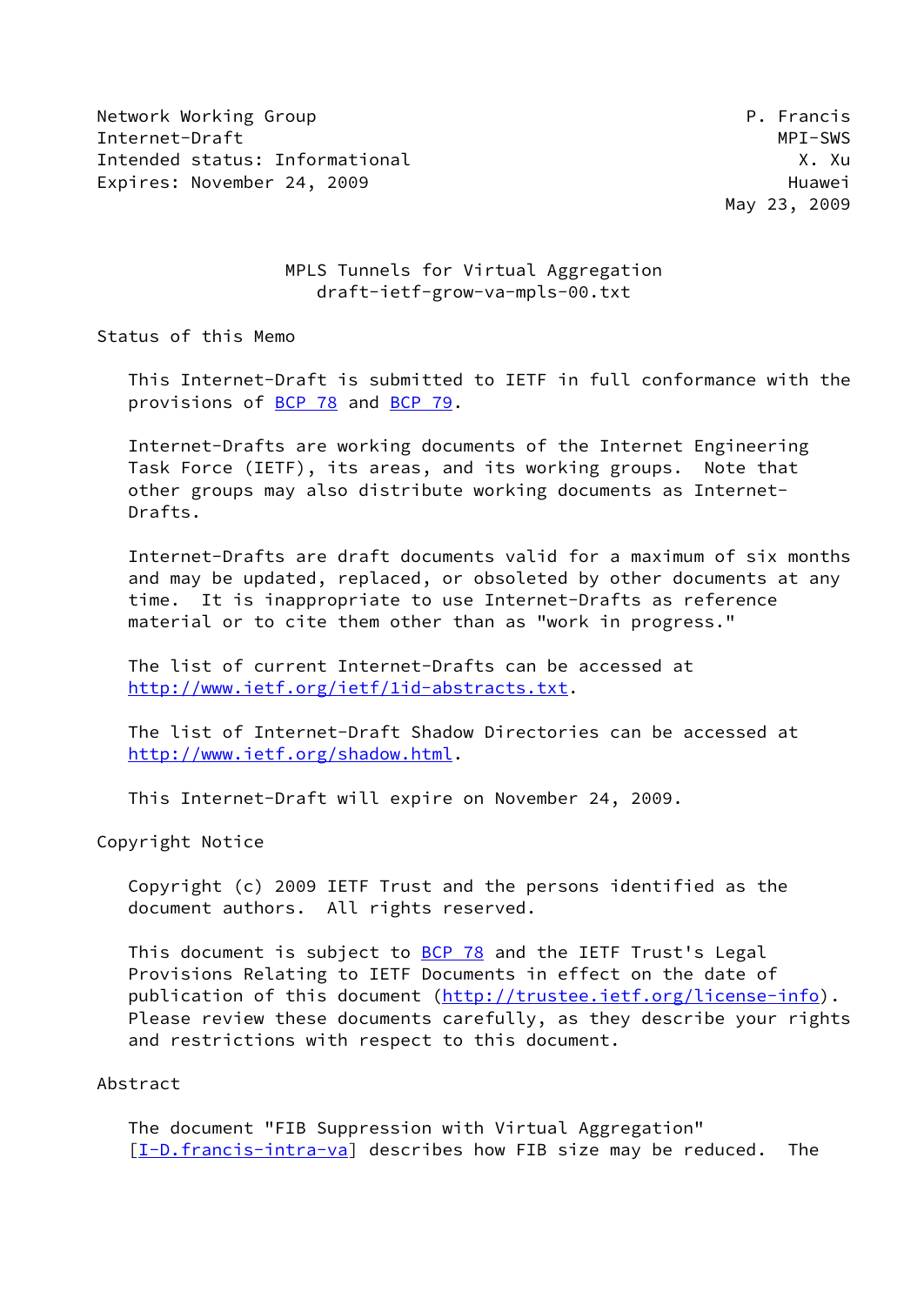Network Working Group P. Francis
Internet-Draft MPI-SWS
Intended status: Informational X. Xu
Expires: November 24, 2009 Huawei
May 23, 2009

# MPLS Tunnels for Virtual Aggregation
draft-ietf-grow-va-mpls-00.txt

## Status of this Memo

This Internet-Draft is submitted to IETF in full conformance with the provisions of BCP 78 and BCP 79.

Internet-Drafts are working documents of the Internet Engineering Task Force (IETF), its areas, and its working groups. Note that other groups may also distribute working documents as Internet-Drafts.

Internet-Drafts are draft documents valid for a maximum of six months and may be updated, replaced, or obsoleted by other documents at any time. It is inappropriate to use Internet-Drafts as reference material or to cite them other than as "work in progress."

The list of current Internet-Drafts can be accessed at http://www.ietf.org/ietf/1id-abstracts.txt.

The list of Internet-Draft Shadow Directories can be accessed at http://www.ietf.org/shadow.html.

This Internet-Draft will expire on November 24, 2009.

## Copyright Notice

Copyright (c) 2009 IETF Trust and the persons identified as the document authors. All rights reserved.

This document is subject to BCP 78 and the IETF Trust's Legal Provisions Relating to IETF Documents in effect on the date of publication of this document (http://trustee.ietf.org/license-info). Please review these documents carefully, as they describe your rights and restrictions with respect to this document.

## Abstract

The document "FIB Suppression with Virtual Aggregation" [I-D.francis-intra-va] describes how FIB size may be reduced. The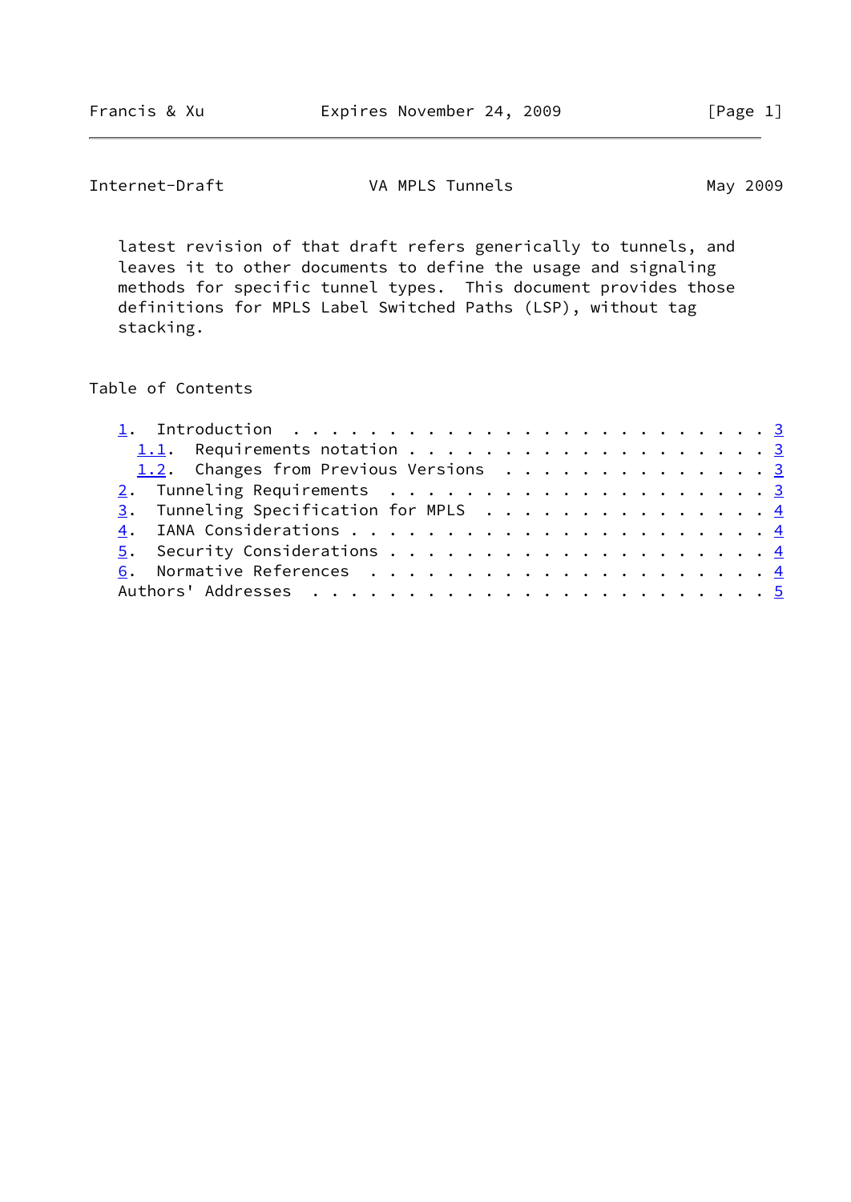latest revision of that draft refers generically to tunnels, and leaves it to other documents to define the usage and signaling methods for specific tunnel types. This document provides those definitions for MPLS Label Switched Paths (LSP), without tag stacking.

## Table of Contents

- 1. Introduction . . . . . . . . . . . . . . . . . . . . . . . . . 3
  - 1.1. Requirements notation . . . . . . . . . . . . . . . . . . . 3
  - 1.2. Changes from Previous Versions . . . . . . . . . . . . . . 3
- 2. Tunneling Requirements . . . . . . . . . . . . . . . . . . . . 3
- 3. Tunneling Specification for MPLS . . . . . . . . . . . . . . . 4
- 4. IANA Considerations . . . . . . . . . . . . . . . . . . . . . . 4
- 5. Security Considerations . . . . . . . . . . . . . . . . . . . . 4
- 6. Normative References . . . . . . . . . . . . . . . . . . . . . 4
- Authors' Addresses . . . . . . . . . . . . . . . . . . . . . . . . 5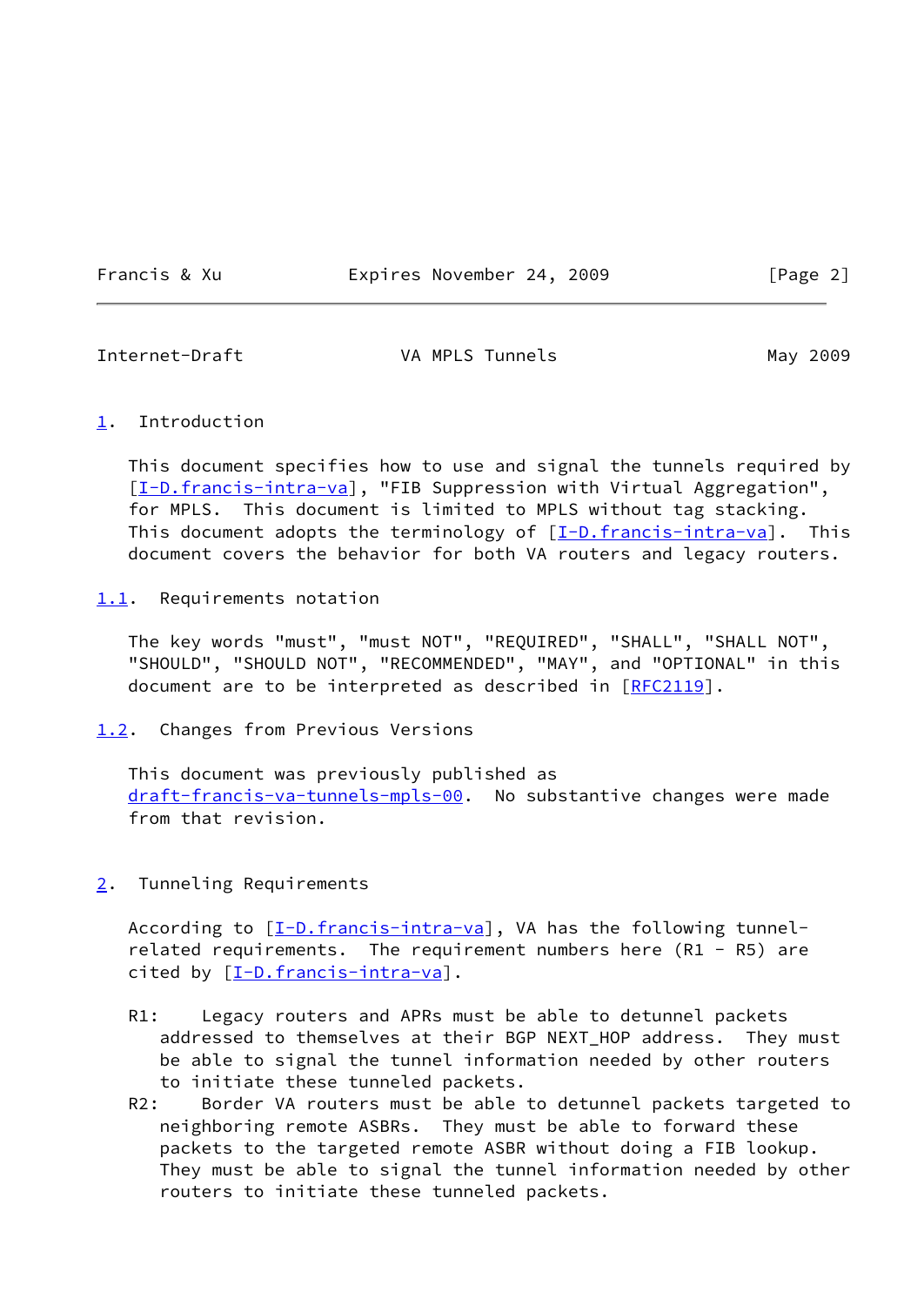# 1. Introduction

This document specifies how to use and signal the tunnels required by [I-D.francis-intra-va], "FIB Suppression with Virtual Aggregation", for MPLS. This document is limited to MPLS without tag stacking. This document adopts the terminology of [I-D.francis-intra-va]. This document covers the behavior for both VA routers and legacy routers.

## 1.1. Requirements notation

The key words "must", "must NOT", "REQUIRED", "SHALL", "SHALL NOT", "SHOULD", "SHOULD NOT", "RECOMMENDED", "MAY", and "OPTIONAL" in this document are to be interpreted as described in [RFC2119].

## 1.2. Changes from Previous Versions

This document was previously published as draft-francis-va-tunnels-mpls-00. No substantive changes were made from that revision.

# 2. Tunneling Requirements

According to [I-D.francis-intra-va], VA has the following tunnel-related requirements. The requirement numbers here (R1 - R5) are cited by [I-D.francis-intra-va].

R1: Legacy routers and APRs must be able to detunnel packets addressed to themselves at their BGP NEXT_HOP address. They must be able to signal the tunnel information needed by other routers to initiate these tunneled packets.

R2: Border VA routers must be able to detunnel packets targeted to neighboring remote ASBRs. They must be able to forward these packets to the targeted remote ASBR without doing a FIB lookup. They must be able to signal the tunnel information needed by other routers to initiate these tunneled packets.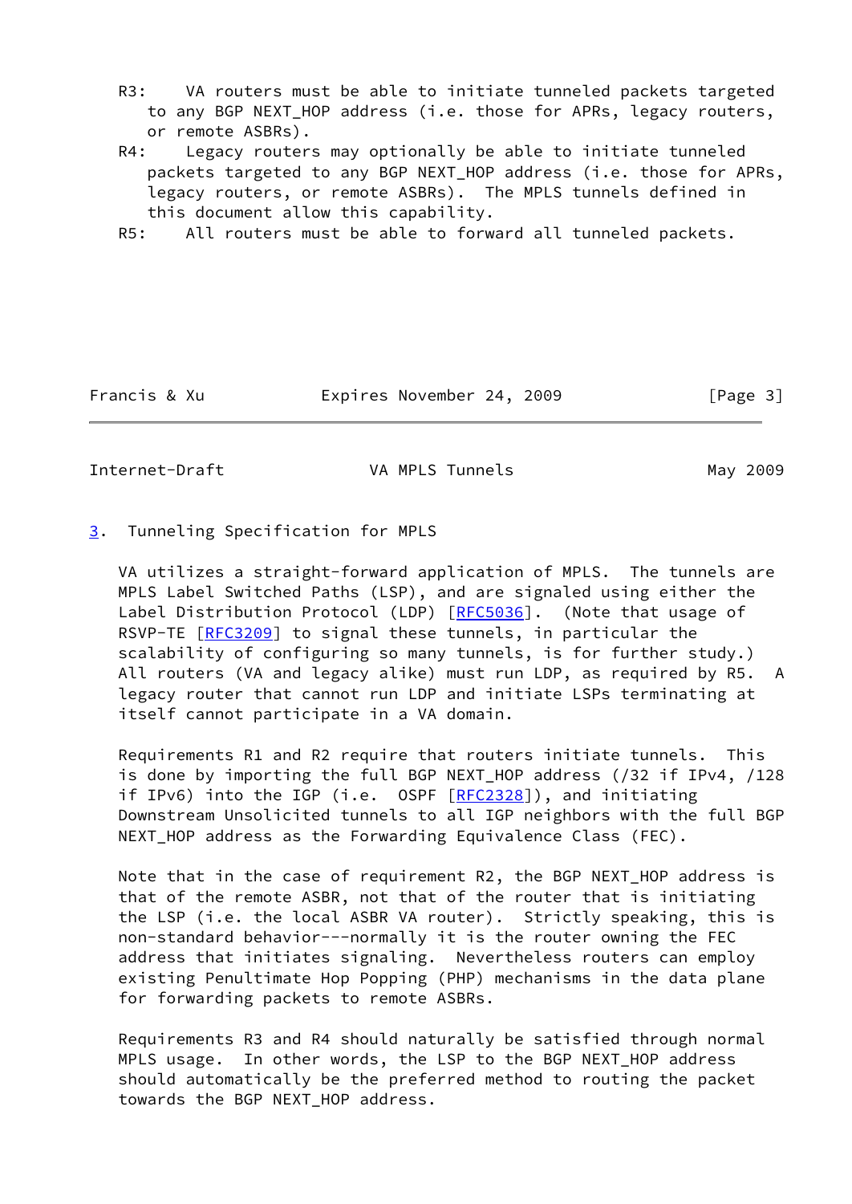R3: VA routers must be able to initiate tunneled packets targeted to any BGP NEXT_HOP address (i.e. those for APRs, legacy routers, or remote ASBRs).

R4: Legacy routers may optionally be able to initiate tunneled packets targeted to any BGP NEXT_HOP address (i.e. those for APRs, legacy routers, or remote ASBRs). The MPLS tunnels defined in this document allow this capability.

R5: All routers must be able to forward all tunneled packets.

## 3. Tunneling Specification for MPLS

VA utilizes a straight-forward application of MPLS. The tunnels are MPLS Label Switched Paths (LSP), and are signaled using either the Label Distribution Protocol (LDP) [RFC5036]. (Note that usage of RSVP-TE [RFC3209] to signal these tunnels, in particular the scalability of configuring so many tunnels, is for further study.) All routers (VA and legacy alike) must run LDP, as required by R5. A legacy router that cannot run LDP and initiate LSPs terminating at itself cannot participate in a VA domain.

Requirements R1 and R2 require that routers initiate tunnels. This is done by importing the full BGP NEXT_HOP address (/32 if IPv4, /128 if IPv6) into the IGP (i.e. OSPF [RFC2328]), and initiating Downstream Unsolicited tunnels to all IGP neighbors with the full BGP NEXT_HOP address as the Forwarding Equivalence Class (FEC).

Note that in the case of requirement R2, the BGP NEXT_HOP address is that of the remote ASBR, not that of the router that is initiating the LSP (i.e. the local ASBR VA router). Strictly speaking, this is non-standard behavior---normally it is the router owning the FEC address that initiates signaling. Nevertheless routers can employ existing Penultimate Hop Popping (PHP) mechanisms in the data plane for forwarding packets to remote ASBRs.

Requirements R3 and R4 should naturally be satisfied through normal MPLS usage. In other words, the LSP to the BGP NEXT_HOP address should automatically be the preferred method to routing the packet towards the BGP NEXT_HOP address.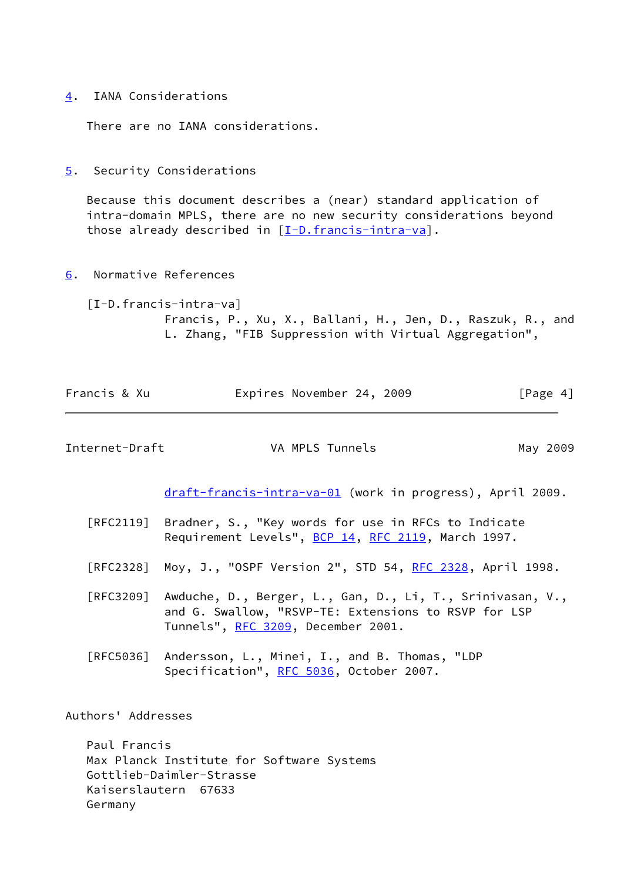## 4. IANA Considerations

There are no IANA considerations.

## 5. Security Considerations

Because this document describes a (near) standard application of intra-domain MPLS, there are no new security considerations beyond those already described in [I-D.francis-intra-va].

## 6. Normative References

[I-D.francis-intra-va]
Francis, P., Xu, X., Ballani, H., Jen, D., Raszuk, R., and L. Zhang, "FIB Suppression with Virtual Aggregation", draft-francis-intra-va-01 (work in progress), April 2009.

[RFC2119] Bradner, S., "Key words for use in RFCs to Indicate Requirement Levels", BCP 14, RFC 2119, March 1997.

[RFC2328] Moy, J., "OSPF Version 2", STD 54, RFC 2328, April 1998.

[RFC3209] Awduche, D., Berger, L., Gan, D., Li, T., Srinivasan, V., and G. Swallow, "RSVP-TE: Extensions to RSVP for LSP Tunnels", RFC 3209, December 2001.

[RFC5036] Andersson, L., Minei, I., and B. Thomas, "LDP Specification", RFC 5036, October 2007.

## Authors' Addresses

Paul Francis
Max Planck Institute for Software Systems
Gottlieb-Daimler-Strasse
Kaiserslautern 67633
Germany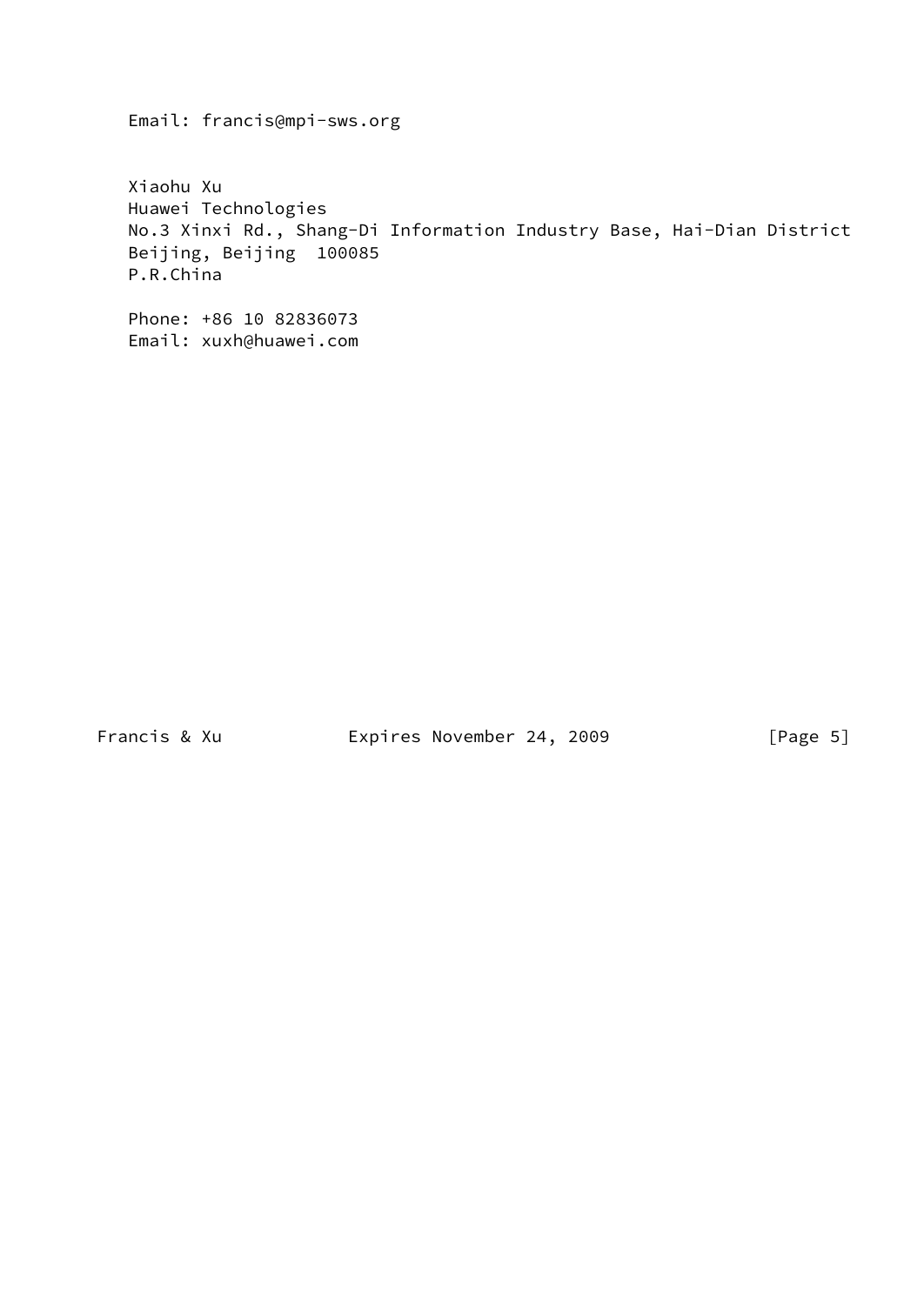Email: francis@mpi-sws.org

Xiaohu Xu
Huawei Technologies
No.3 Xinxi Rd., Shang-Di Information Industry Base, Hai-Dian District
Beijing, Beijing 100085
P.R.China

Phone: +86 10 82836073
Email: xuxh@huawei.com